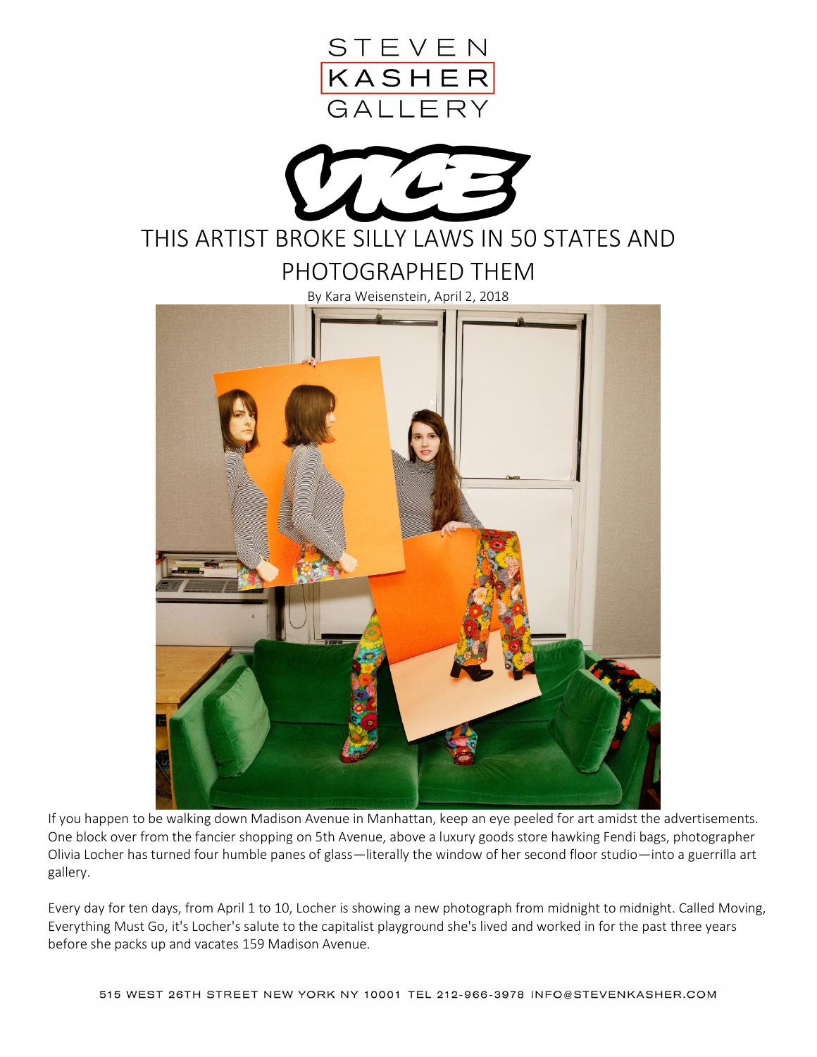STEVEN KASHER GALLERY

VICE

# THIS ARTIST BROKE SILLY LAWS IN 50 STATES AND PHOTOGRAPHED THEM

By Kara Weisenstein, April 2, 2018

If you happen to be walking down Madison Avenue in Manhattan, keep an eye peeled for art amidst the advertisements. One block over from the fancier shopping on 5th Avenue, above a luxury goods store hawking Fendi bags, photographer Olivia Locher has turned four humble panes of glass—literally the window of her second floor studio—into a guerrilla art gallery.

Every day for ten days, from April 1 to 10, Locher is showing a new photograph from midnight to midnight. Called Moving, Everything Must Go, it's Locher's salute to the capitalist playground she's lived and worked in for the past three years before she packs up and vacates 159 Madison Avenue.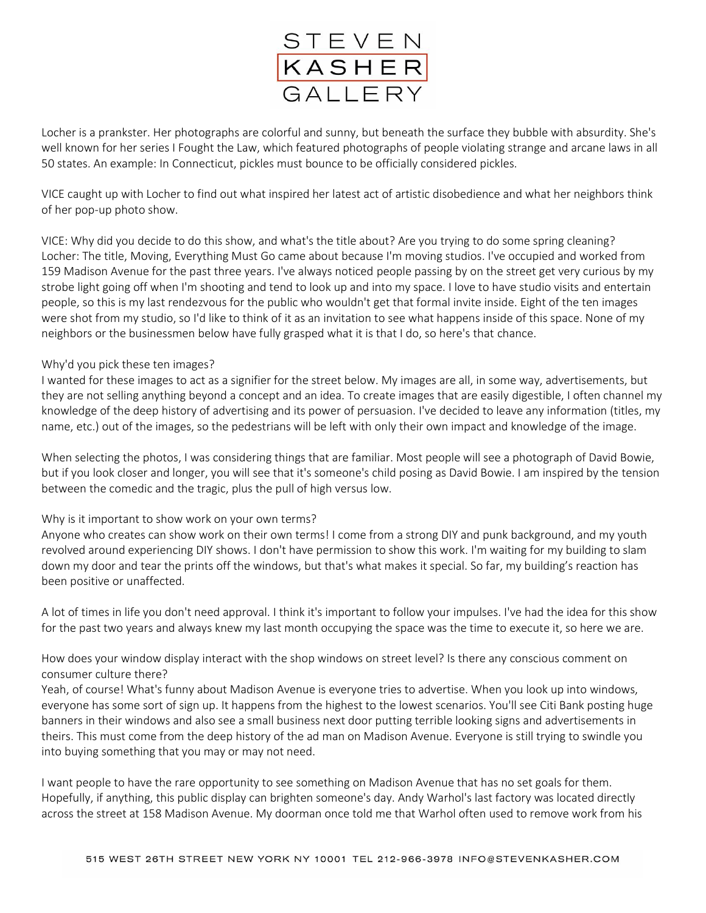Locher is a prankster. Her photographs are colorful and sunny, but beneath the surface they bubble with absurdity. She's well known for her series I Fought the Law, which featured photographs of people violating strange and arcane laws in all 50 states. An example: In Connecticut, pickles must bounce to be officially considered pickles.

VICE caught up with Locher to find out what inspired her latest act of artistic disobedience and what her neighbors think of her pop-up photo show.

VICE: Why did you decide to do this show, and what's the title about? Are you trying to do some spring cleaning?
Locher: The title, Moving, Everything Must Go came about because I'm moving studios. I've occupied and worked from 159 Madison Avenue for the past three years. I've always noticed people passing by on the street get very curious by my strobe light going off when I'm shooting and tend to look up and into my space. I love to have studio visits and entertain people, so this is my last rendezvous for the public who wouldn't get that formal invite inside. Eight of the ten images were shot from my studio, so I'd like to think of it as an invitation to see what happens inside of this space. None of my neighbors or the businessmen below have fully grasped what it is that I do, so here's that chance.

Why'd you pick these ten images?
I wanted for these images to act as a signifier for the street below. My images are all, in some way, advertisements, but they are not selling anything beyond a concept and an idea. To create images that are easily digestible, I often channel my knowledge of the deep history of advertising and its power of persuasion. I've decided to leave any information (titles, my name, etc.) out of the images, so the pedestrians will be left with only their own impact and knowledge of the image.

When selecting the photos, I was considering things that are familiar. Most people will see a photograph of David Bowie, but if you look closer and longer, you will see that it's someone's child posing as David Bowie. I am inspired by the tension between the comedic and the tragic, plus the pull of high versus low.

Why is it important to show work on your own terms?
Anyone who creates can show work on their own terms! I come from a strong DIY and punk background, and my youth revolved around experiencing DIY shows. I don't have permission to show this work. I'm waiting for my building to slam down my door and tear the prints off the windows, but that's what makes it special. So far, my building's reaction has been positive or unaffected.

A lot of times in life you don't need approval. I think it's important to follow your impulses. I've had the idea for this show for the past two years and always knew my last month occupying the space was the time to execute it, so here we are.

How does your window display interact with the shop windows on street level? Is there any conscious comment on consumer culture there?
Yeah, of course! What's funny about Madison Avenue is everyone tries to advertise. When you look up into windows, everyone has some sort of sign up. It happens from the highest to the lowest scenarios. You'll see Citi Bank posting huge banners in their windows and also see a small business next door putting terrible looking signs and advertisements in theirs. This must come from the deep history of the ad man on Madison Avenue. Everyone is still trying to swindle you into buying something that you may or may not need.

I want people to have the rare opportunity to see something on Madison Avenue that has no set goals for them. Hopefully, if anything, this public display can brighten someone's day. Andy Warhol's last factory was located directly across the street at 158 Madison Avenue. My doorman once told me that Warhol often used to remove work from his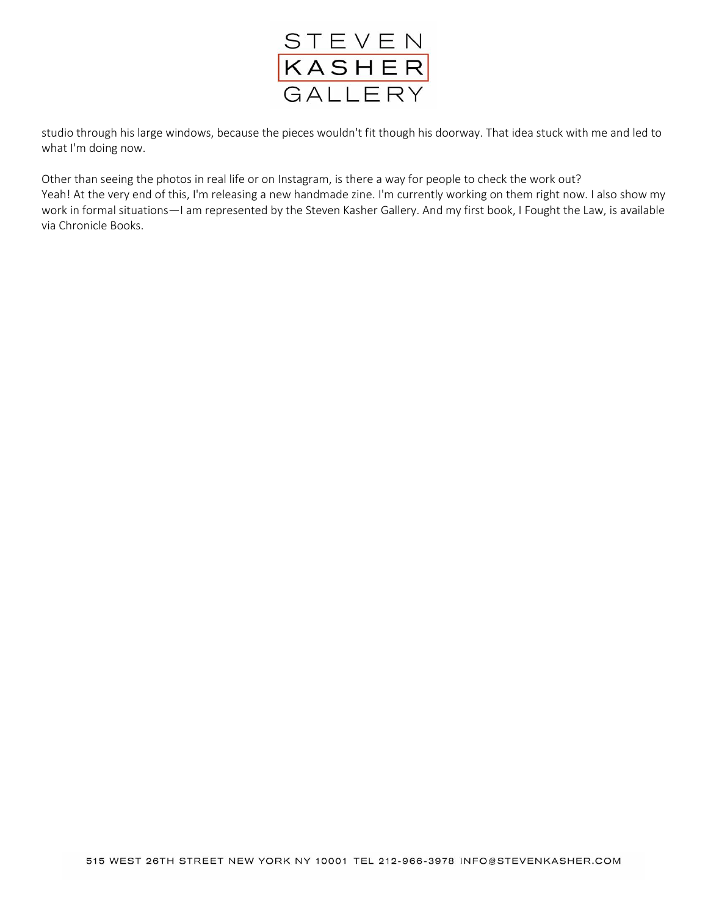studio through his large windows, because the pieces wouldn't fit though his doorway. That idea stuck with me and led to what I'm doing now.

Other than seeing the photos in real life or on Instagram, is there a way for people to check the work out?
Yeah! At the very end of this, I'm releasing a new handmade zine. I'm currently working on them right now. I also show my work in formal situations—I am represented by the Steven Kasher Gallery. And my first book, I Fought the Law, is available via Chronicle Books.